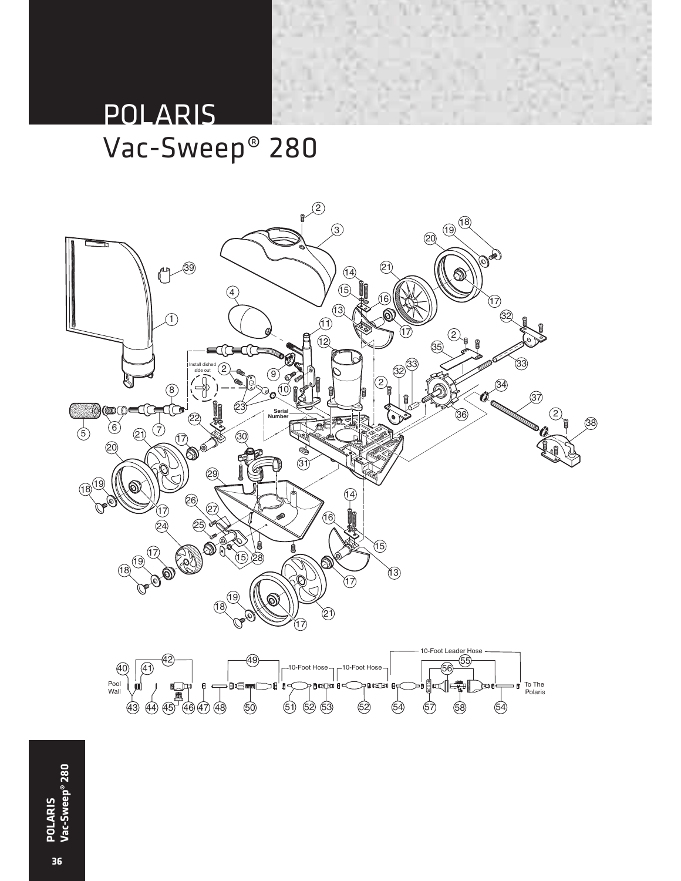# POLARIS

## Vac-Sweep® 280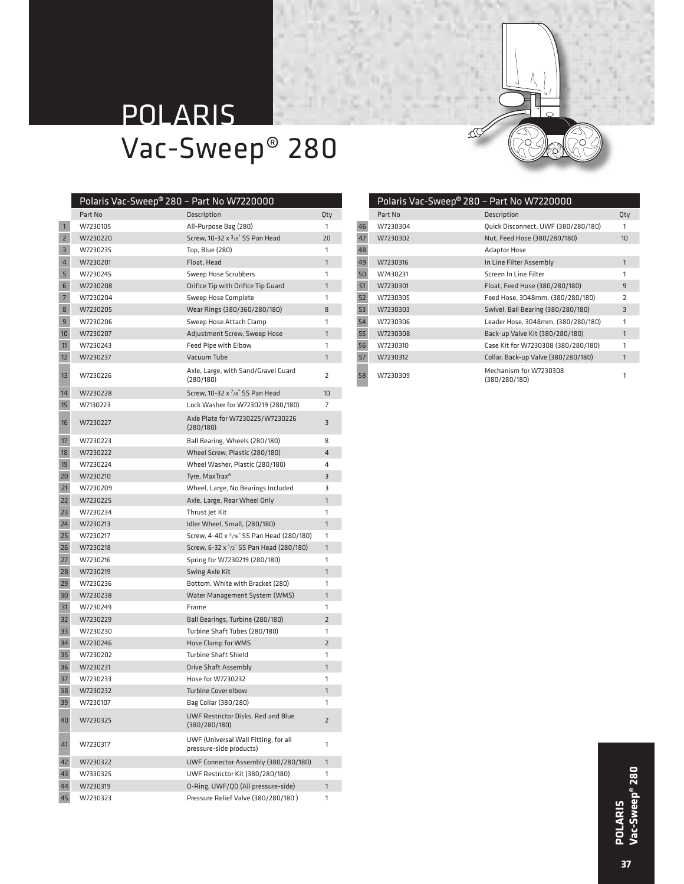# POLARIS
# Vac-Sweep® 280

## Polaris Vac-Sweep® 280 – Part No W7220000

| | Part No | Description | Qty |
|---|---|---|---|
| 1 | W7230105 | All-Purpose Bag (280) | 1 |
| 2 | W7230220 | Screw, 10-32 x 3/8" SS Pan Head | 20 |
| 3 | W7230235 | Top, Blue (280) | 1 |
| 4 | W7230201 | Float, Head | 1 |
| 5 | W7230245 | Sweep Hose Scrubbers | 1 |
| 6 | W7230208 | Orifice Tip with Orifice Tip Guard | 1 |
| 7 | W7230204 | Sweep Hose Complete | 1 |
| 8 | W7230205 | Wear Rings (380/360/280/180) | 8 |
| 9 | W7230206 | Sweep Hose Attach Clamp | 1 |
| 10 | W7230207 | Adjustment Screw, Sweep Hose | 1 |
| 11 | W7230243 | Feed Pipe with Elbow | 1 |
| 12 | W7230237 | Vacuum Tube | 1 |
| 13 | W7230226 | Axle, Large, with Sand/Gravel Guard (280/180) | 2 |
| 14 | W7230228 | Screw, 10-32 x 7/8" SS Pan Head | 10 |
| 15 | W7130223 | Lock Washer for W7230219 (280/180) | 7 |
| 16 | W7230227 | Axle Plate for W7230225/W7230226 (280/180) | 3 |
| 17 | W7230223 | Ball Bearing, Wheels (280/180) | 8 |
| 18 | W7230222 | Wheel Screw, Plastic (280/180) | 4 |
| 19 | W7230224 | Wheel Washer, Plastic (280/180) | 4 |
| 20 | W7230210 | Tyre, MaxTrax® | 3 |
| 21 | W7230209 | Wheel, Large, No Bearings Included | 3 |
| 22 | W7230225 | Axle, Large, Rear Wheel Only | 1 |
| 23 | W7230234 | Thrust Jet Kit | 1 |
| 24 | W7230213 | Idler Wheel, Small, (280/180) | 1 |
| 25 | W7230217 | Screw, 4-40 x 3/16" SS Pan Head (280/180) | 1 |
| 26 | W7230218 | Screw, 6-32 x 1/2" SS Pan Head (280/180) | 1 |
| 27 | W7230216 | Spring for W7230219 (280/180) | 1 |
| 28 | W7230219 | Swing Axle Kit | 1 |
| 29 | W7230236 | Bottom, White with Bracket (280) | 1 |
| 30 | W7230238 | Water Management System (WMS) | 1 |
| 31 | W7230249 | Frame | 1 |
| 32 | W7230229 | Ball Bearings, Turbine (280/180) | 2 |
| 33 | W7230230 | Turbine Shaft Tubes (280/180) | 1 |
| 34 | W7230246 | Hose Clamp for WMS | 2 |
| 35 | W7230202 | Turbine Shaft Shield | 1 |
| 36 | W7230231 | Drive Shaft Assembly | 1 |
| 37 | W7230233 | Hose for W7230232 | 1 |
| 38 | W7230232 | Turbine Cover elbow | 1 |
| 39 | W7230107 | Bag Collar (380/280) | 1 |
| 40 | W7230325 | UWF Restrictor Disks, Red and Blue (380/280/180) | 2 |
| 41 | W7230317 | UWF (Universal Wall Fitting, for all pressure-side products) | 1 |
| 42 | W7230322 | UWF Connector Assembly (380/280/180) | 1 |
| 43 | W7330325 | UWF Restrictor Kit (380/280/180) | 1 |
| 44 | W7230319 | O-Ring, UWF/QD (All pressure-side) | 1 |
| 45 | W7230323 | Pressure Relief Valve (380/280/180 ) | 1 |
| 46 | W7230304 | Quick Disconnect, UWF (380/280/180) | 1 |
| 47 | W7230302 | Nut, Feed Hose (380/280/180) | 10 |
| 48 | | Adaptor Hose | |
| 49 | W7230316 | In Line Filter Assembly | 1 |
| 50 | W7430231 | Screen In Line Filter | 1 |
| 51 | W7230301 | Float, Feed Hose (380/280/180) | 9 |
| 52 | W7230305 | Feed Hose, 3048mm, (380/280/180) | 2 |
| 53 | W7230303 | Swivel, Ball Bearing (380/280/180) | 3 |
| 54 | W7230306 | Leader Hose, 3048mm, (380/280/180) | 1 |
| 55 | W7230308 | Back-up Valve Kit (380/280/180) | 1 |
| 56 | W7230310 | Case Kit for W7230308 (380/280/180) | 1 |
| 57 | W7230312 | Collar, Back-up Valve (380/280/180) | 1 |
| 58 | W7230309 | Mechanism for W7230308 (380/280/180) | 1 |